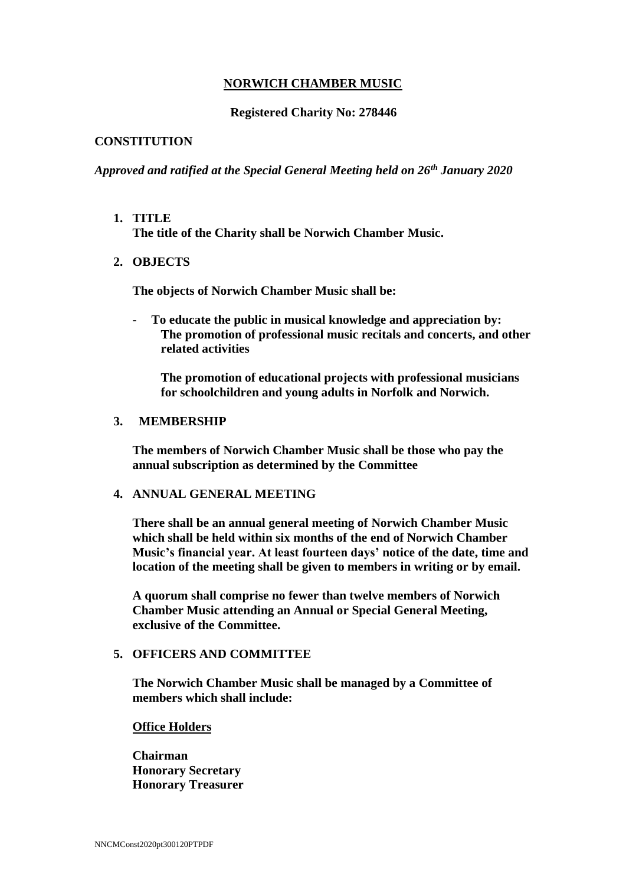# NORWICH CHAMBER MUSIC

**Registered Charity No: 278446**

## CONSTITUTION

***Approved and ratified at the Special General Meeting held on 26th January 2020***

1. **TITLE**
   **The title of the Charity shall be Norwich Chamber Music.**

2. **OBJECTS**

   **The objects of Norwich Chamber Music shall be:**

   - **To educate the public in musical knowledge and appreciation by:**
     **The promotion of professional music recitals and concerts, and other related activities**

     **The promotion of educational projects with professional musicians for schoolchildren and young adults in Norfolk and Norwich.**

3. **MEMBERSHIP**

   **The members of Norwich Chamber Music shall be those who pay the annual subscription as determined by the Committee**

4. **ANNUAL GENERAL MEETING**

   **There shall be an annual general meeting of Norwich Chamber Music which shall be held within six months of the end of Norwich Chamber Music's financial year. At least fourteen days' notice of the date, time and location of the meeting shall be given to members in writing or by email.**

   **A quorum shall comprise no fewer than twelve members of Norwich Chamber Music attending an Annual or Special General Meeting, exclusive of the Committee.**

5. **OFFICERS AND COMMITTEE**

   **The Norwich Chamber Music shall be managed by a Committee of members which shall include:**

   **Office Holders**

   **Chairman**
   **Honorary Secretary**
   **Honorary Treasurer**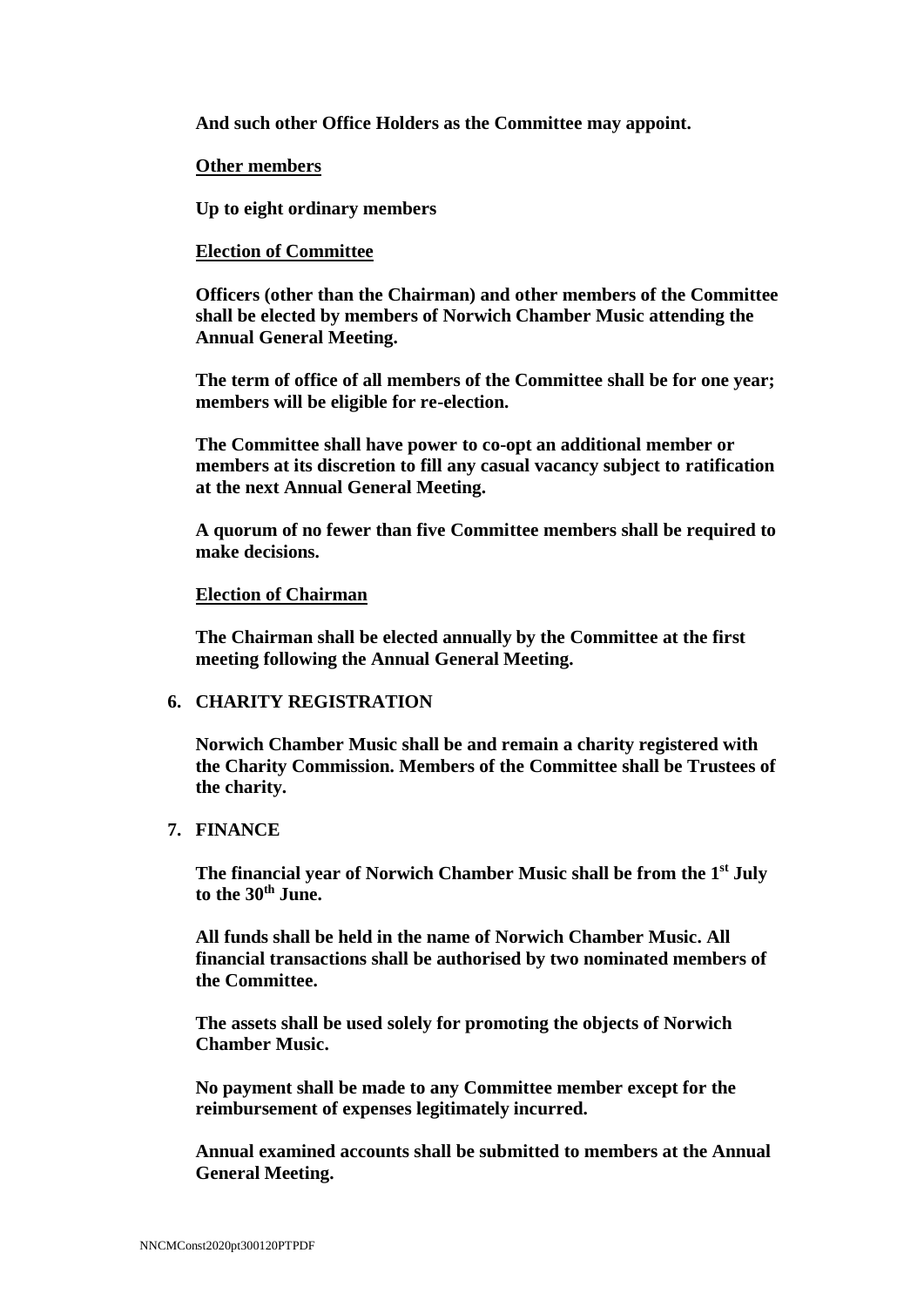**And such other Office Holders as the Committee may appoint.**

**Other members**

**Up to eight ordinary members**

**Election of Committee**

**Officers (other than the Chairman) and other members of the Committee shall be elected by members of Norwich Chamber Music attending the Annual General Meeting.**

**The term of office of all members of the Committee shall be for one year; members will be eligible for re-election.**

**The Committee shall have power to co-opt an additional member or members at its discretion to fill any casual vacancy subject to ratification at the next Annual General Meeting.**

**A quorum of no fewer than five Committee members shall be required to make decisions.**

**Election of Chairman**

**The Chairman shall be elected annually by the Committee at the first meeting following the Annual General Meeting.**

## 6. CHARITY REGISTRATION

**Norwich Chamber Music shall be and remain a charity registered with the Charity Commission. Members of the Committee shall be Trustees of the charity.**

## 7. FINANCE

**The financial year of Norwich Chamber Music shall be from the 1st July to the 30th June.**

**All funds shall be held in the name of Norwich Chamber Music. All financial transactions shall be authorised by two nominated members of the Committee.**

**The assets shall be used solely for promoting the objects of Norwich Chamber Music.**

**No payment shall be made to any Committee member except for the reimbursement of expenses legitimately incurred.**

**Annual examined accounts shall be submitted to members at the Annual General Meeting.**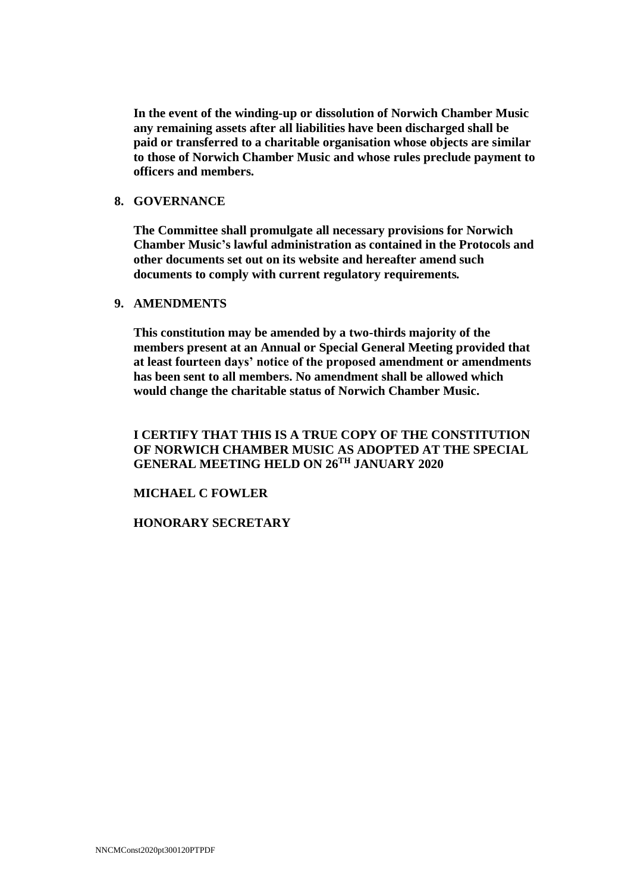**In the event of the winding-up or dissolution of Norwich Chamber Music any remaining assets after all liabilities have been discharged shall be paid or transferred to a charitable organisation whose objects are similar to those of Norwich Chamber Music and whose rules preclude payment to officers and members.**

## 8. GOVERNANCE

**The Committee shall promulgate all necessary provisions for Norwich Chamber Music's lawful administration as contained in the Protocols and other documents set out on its website and hereafter amend such documents to comply with current regulatory requirements.**

## 9. AMENDMENTS

**This constitution may be amended by a two-thirds majority of the members present at an Annual or Special General Meeting provided that at least fourteen days' notice of the proposed amendment or amendments has been sent to all members. No amendment shall be allowed which would change the charitable status of Norwich Chamber Music.**

**I CERTIFY THAT THIS IS A TRUE COPY OF THE CONSTITUTION OF NORWICH CHAMBER MUSIC AS ADOPTED AT THE SPECIAL GENERAL MEETING HELD ON 26TH JANUARY 2020**

**MICHAEL C FOWLER**

**HONORARY SECRETARY**

NNCMConst2020pt300120PTPDF